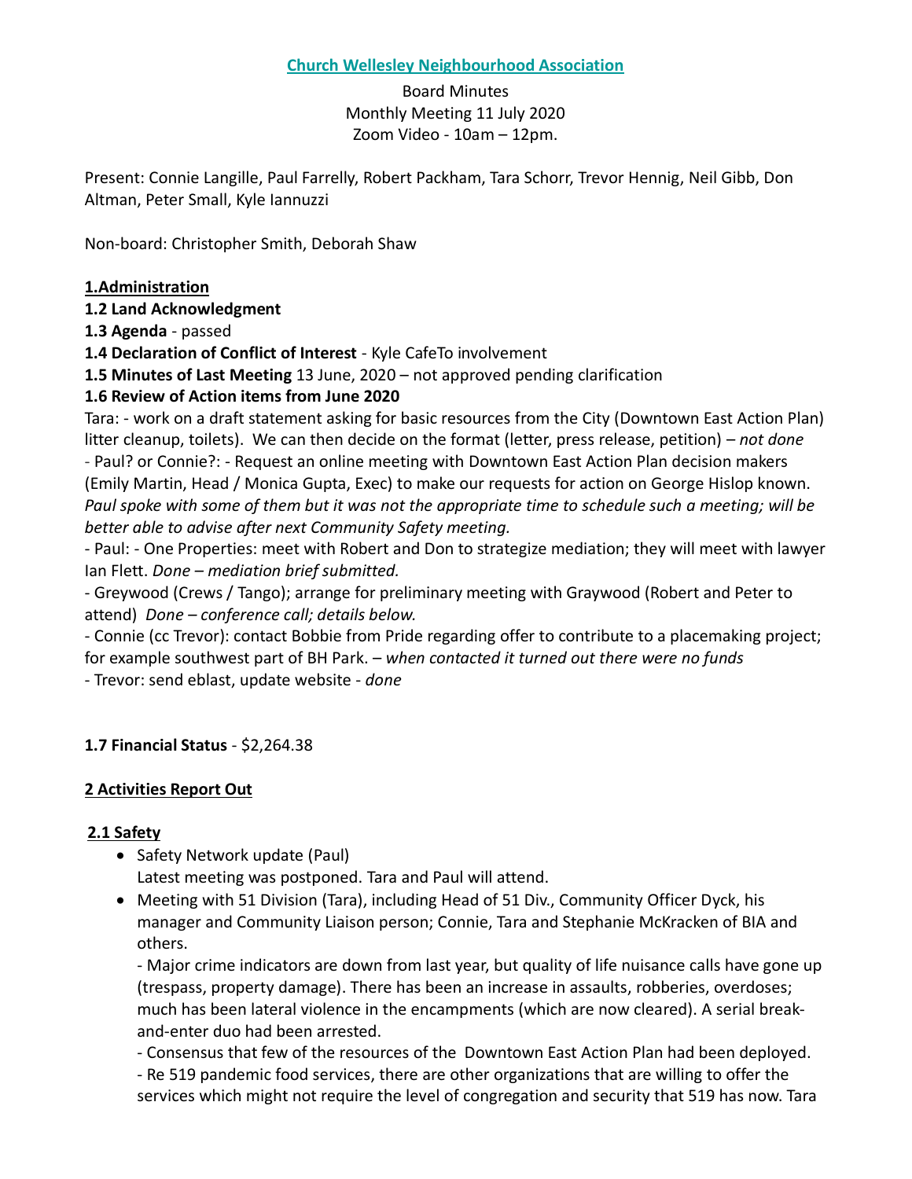**Church Wellesley Neighbourhood Association**

Board Minutes
Monthly Meeting 11 July 2020
Zoom Video - 10am – 12pm.

Present: Connie Langille, Paul Farrelly, Robert Packham, Tara Schorr, Trevor Hennig, Neil Gibb, Don Altman, Peter Small, Kyle Iannuzzi

Non-board: Christopher Smith, Deborah Shaw

**1.Administration**

**1.2 Land Acknowledgment**

**1.3 Agenda** - passed

**1.4 Declaration of Conflict of Interest** - Kyle CafeTo involvement

**1.5 Minutes of Last Meeting** 13 June, 2020 – not approved pending clarification

**1.6 Review of Action items from June 2020**

Tara: - work on a draft statement asking for basic resources from the City (Downtown East Action Plan) litter cleanup, toilets). We can then decide on the format (letter, press release, petition) – *not done*

- Paul? or Connie?: - Request an online meeting with Downtown East Action Plan decision makers (Emily Martin, Head / Monica Gupta, Exec) to make our requests for action on George Hislop known. *Paul spoke with some of them but it was not the appropriate time to schedule such a meeting; will be better able to advise after next Community Safety meeting.*

- Paul: - One Properties: meet with Robert and Don to strategize mediation; they will meet with lawyer Ian Flett. *Done – mediation brief submitted.*

- Greywood (Crews / Tango); arrange for preliminary meeting with Graywood (Robert and Peter to attend) *Done – conference call; details below.*

- Connie (cc Trevor): contact Bobbie from Pride regarding offer to contribute to a placemaking project; for example southwest part of BH Park. – *when contacted it turned out there were no funds*

- Trevor: send eblast, update website - *done*

**1.7 Financial Status** - $2,264.38

**2 Activities Report Out**

**2.1 Safety**

- Safety Network update (Paul)
  Latest meeting was postponed. Tara and Paul will attend.
- Meeting with 51 Division (Tara), including Head of 51 Div., Community Officer Dyck, his manager and Community Liaison person; Connie, Tara and Stephanie McKracken of BIA and others.
  - Major crime indicators are down from last year, but quality of life nuisance calls have gone up (trespass, property damage). There has been an increase in assaults, robberies, overdoses; much has been lateral violence in the encampments (which are now cleared). A serial break-and-enter duo had been arrested.
  - Consensus that few of the resources of the Downtown East Action Plan had been deployed.
  - Re 519 pandemic food services, there are other organizations that are willing to offer the services which might not require the level of congregation and security that 519 has now. Tara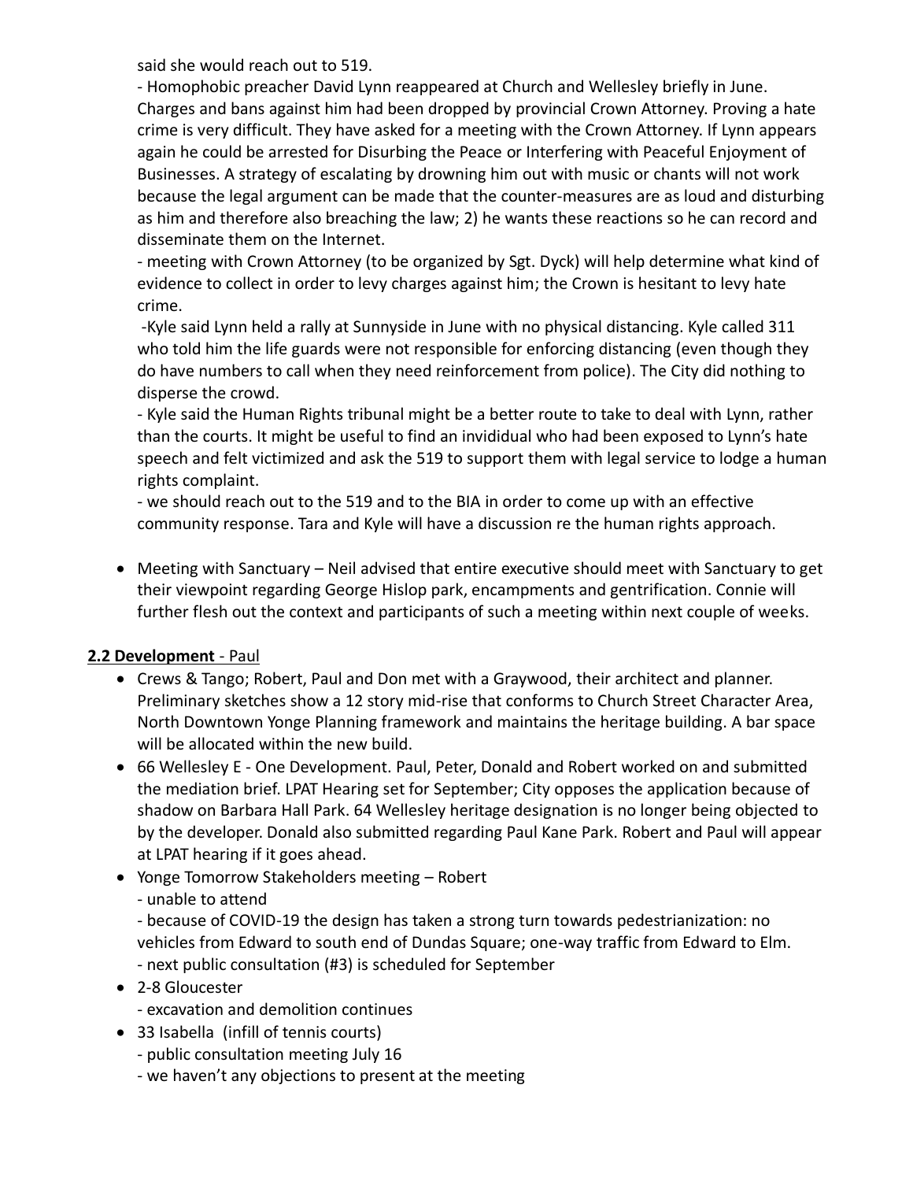said she would reach out to 519.

- Homophobic preacher David Lynn reappeared at Church and Wellesley briefly in June. Charges and bans against him had been dropped by provincial Crown Attorney. Proving a hate crime is very difficult. They have asked for a meeting with the Crown Attorney. If Lynn appears again he could be arrested for Disurbing the Peace or Interfering with Peaceful Enjoyment of Businesses. A strategy of escalating by drowning him out with music or chants will not work because the legal argument can be made that the counter-measures are as loud and disturbing as him and therefore also breaching the law; 2) he wants these reactions so he can record and disseminate them on the Internet.
- meeting with Crown Attorney (to be organized by Sgt. Dyck) will help determine what kind of evidence to collect in order to levy charges against him; the Crown is hesitant to levy hate crime.
- Kyle said Lynn held a rally at Sunnyside in June with no physical distancing. Kyle called 311 who told him the life guards were not responsible for enforcing distancing (even though they do have numbers to call when they need reinforcement from police). The City did nothing to disperse the crowd.
- Kyle said the Human Rights tribunal might be a better route to take to deal with Lynn, rather than the courts. It might be useful to find an invididual who had been exposed to Lynn's hate speech and felt victimized and ask the 519 to support them with legal service to lodge a human rights complaint.
- we should reach out to the 519 and to the BIA in order to come up with an effective community response. Tara and Kyle will have a discussion re the human rights approach.

- Meeting with Sanctuary – Neil advised that entire executive should meet with Sanctuary to get their viewpoint regarding George Hislop park, encampments and gentrification. Connie will further flesh out the context and participants of such a meeting within next couple of weeks.

## 2.2 Development - Paul

- Crews & Tango; Robert, Paul and Don met with a Graywood, their architect and planner. Preliminary sketches show a 12 story mid-rise that conforms to Church Street Character Area, North Downtown Yonge Planning framework and maintains the heritage building. A bar space will be allocated within the new build.
- 66 Wellesley E - One Development. Paul, Peter, Donald and Robert worked on and submitted the mediation brief. LPAT Hearing set for September; City opposes the application because of shadow on Barbara Hall Park. 64 Wellesley heritage designation is no longer being objected to by the developer. Donald also submitted regarding Paul Kane Park. Robert and Paul will appear at LPAT hearing if it goes ahead.
- Yonge Tomorrow Stakeholders meeting – Robert
  - unable to attend
  - because of COVID-19 the design has taken a strong turn towards pedestrianization: no vehicles from Edward to south end of Dundas Square; one-way traffic from Edward to Elm.
  - next public consultation (#3) is scheduled for September
- 2-8 Gloucester
  - excavation and demolition continues
- 33 Isabella (infill of tennis courts)
  - public consultation meeting July 16
  - we haven't any objections to present at the meeting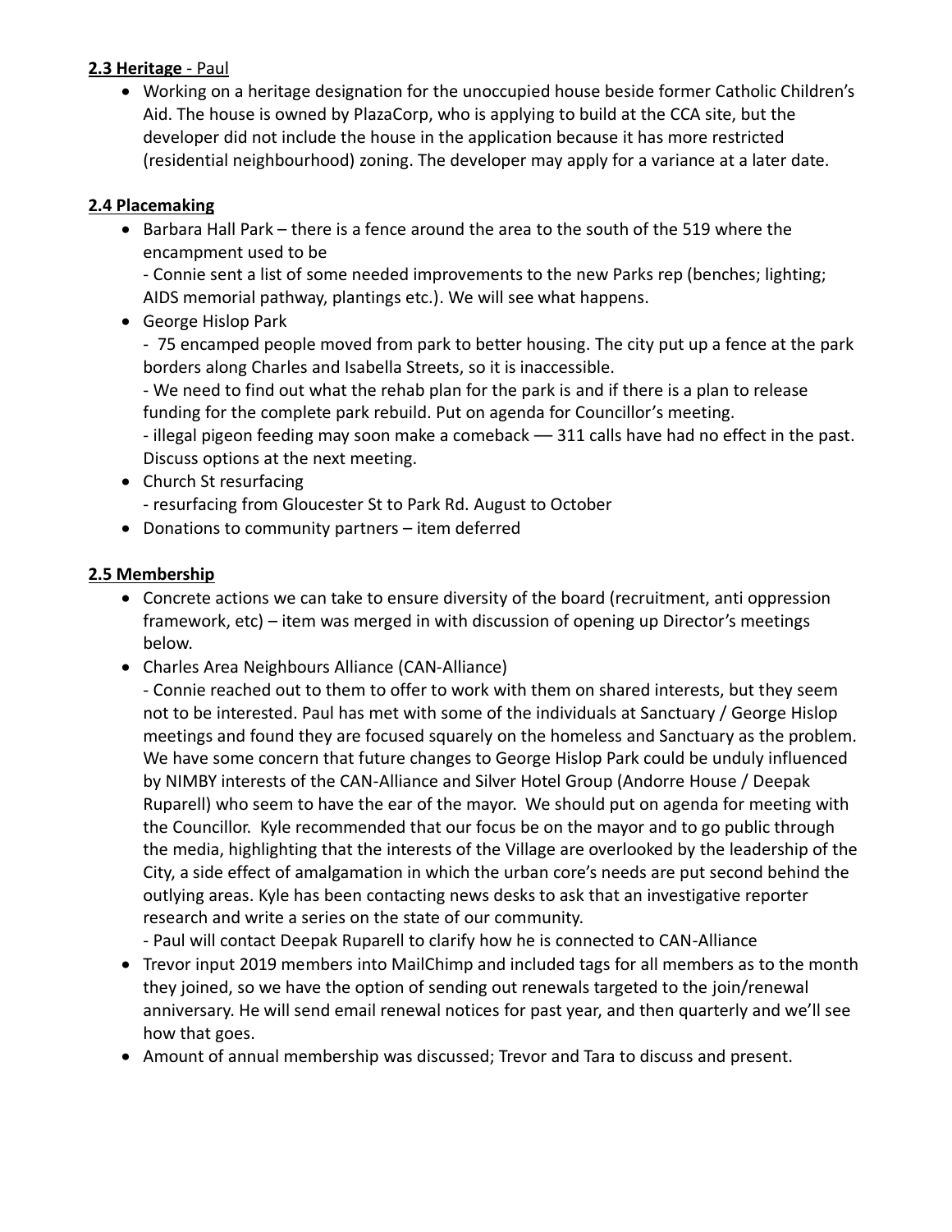**2.3 Heritage** - Paul

- Working on a heritage designation for the unoccupied house beside former Catholic Children's Aid. The house is owned by PlazaCorp, who is applying to build at the CCA site, but the developer did not include the house in the application because it has more restricted (residential neighbourhood) zoning. The developer may apply for a variance at a later date.

**2.4 Placemaking**

- Barbara Hall Park – there is a fence around the area to the south of the 519 where the encampment used to be

  - Connie sent a list of some needed improvements to the new Parks rep (benches; lighting; AIDS memorial pathway, plantings etc.). We will see what happens.
- George Hislop Park

  - 75 encamped people moved from park to better housing. The city put up a fence at the park borders along Charles and Isabella Streets, so it is inaccessible.

  - We need to find out what the rehab plan for the park is and if there is a plan to release funding for the complete park rebuild. Put on agenda for Councillor's meeting.

  - illegal pigeon feeding may soon make a comeback — 311 calls have had no effect in the past. Discuss options at the next meeting.
- Church St resurfacing
  - resurfacing from Gloucester St to Park Rd. August to October
- Donations to community partners – item deferred

**2.5 Membership**

- Concrete actions we can take to ensure diversity of the board (recruitment, anti oppression framework, etc) – item was merged in with discussion of opening up Director's meetings below.
- Charles Area Neighbours Alliance (CAN-Alliance)

  - Connie reached out to them to offer to work with them on shared interests, but they seem not to be interested. Paul has met with some of the individuals at Sanctuary / George Hislop meetings and found they are focused squarely on the homeless and Sanctuary as the problem. We have some concern that future changes to George Hislop Park could be unduly influenced by NIMBY interests of the CAN-Alliance and Silver Hotel Group (Andorre House / Deepak Ruparell) who seem to have the ear of the mayor. We should put on agenda for meeting with the Councillor. Kyle recommended that our focus be on the mayor and to go public through the media, highlighting that the interests of the Village are overlooked by the leadership of the City, a side effect of amalgamation in which the urban core's needs are put second behind the outlying areas. Kyle has been contacting news desks to ask that an investigative reporter research and write a series on the state of our community.

  - Paul will contact Deepak Ruparell to clarify how he is connected to CAN-Alliance
- Trevor input 2019 members into MailChimp and included tags for all members as to the month they joined, so we have the option of sending out renewals targeted to the join/renewal anniversary. He will send email renewal notices for past year, and then quarterly and we'll see how that goes.
- Amount of annual membership was discussed; Trevor and Tara to discuss and present.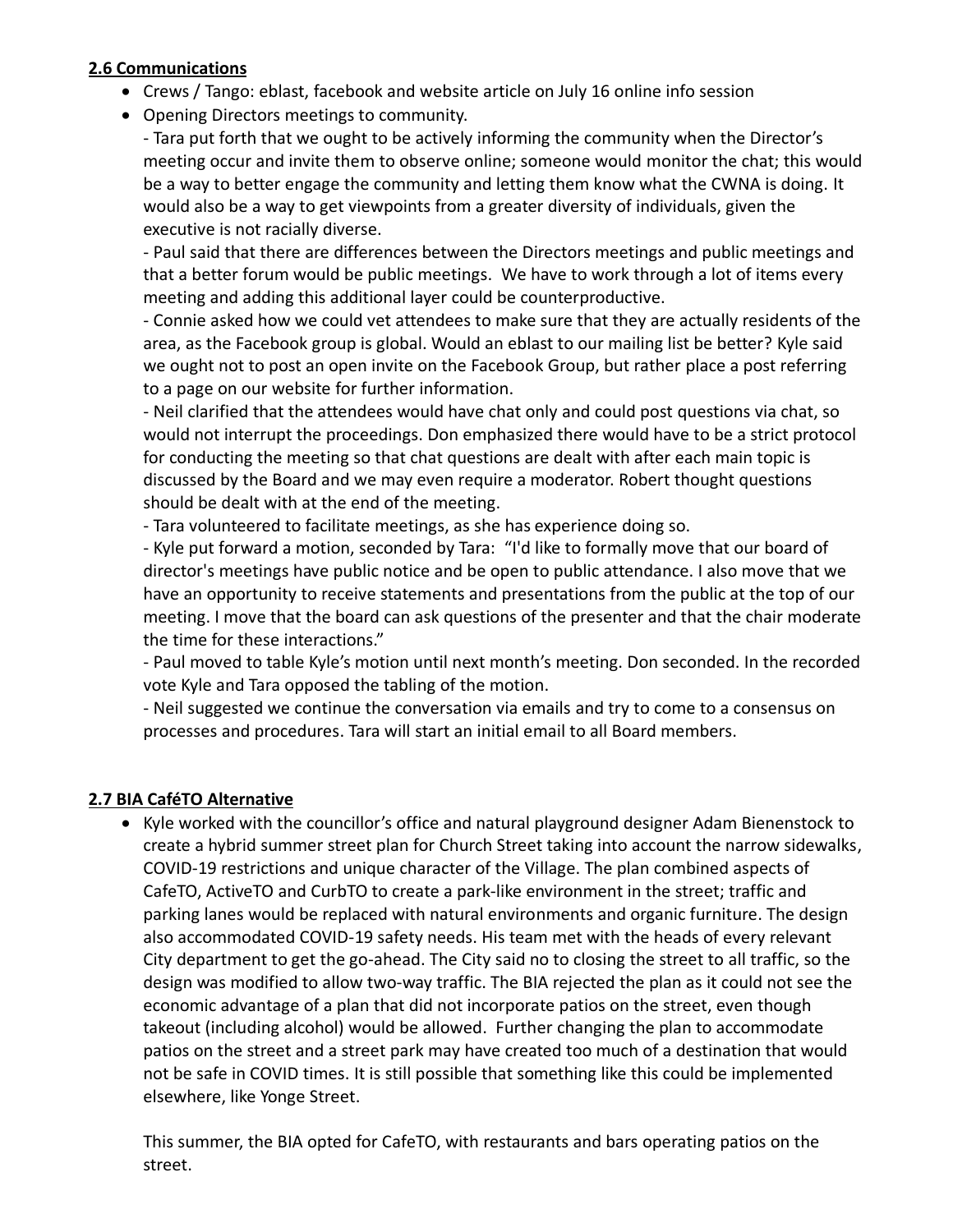**2.6 Communications**

- Crews / Tango: eblast, facebook and website article on July 16 online info session
- Opening Directors meetings to community.

  - Tara put forth that we ought to be actively informing the community when the Director's meeting occur and invite them to observe online; someone would monitor the chat; this would be a way to better engage the community and letting them know what the CWNA is doing. It would also be a way to get viewpoints from a greater diversity of individuals, given the executive is not racially diverse.

  - Paul said that there are differences between the Directors meetings and public meetings and that a better forum would be public meetings. We have to work through a lot of items every meeting and adding this additional layer could be counterproductive.

  - Connie asked how we could vet attendees to make sure that they are actually residents of the area, as the Facebook group is global. Would an eblast to our mailing list be better? Kyle said we ought not to post an open invite on the Facebook Group, but rather place a post referring to a page on our website for further information.

  - Neil clarified that the attendees would have chat only and could post questions via chat, so would not interrupt the proceedings. Don emphasized there would have to be a strict protocol for conducting the meeting so that chat questions are dealt with after each main topic is discussed by the Board and we may even require a moderator. Robert thought questions should be dealt with at the end of the meeting.

  - Tara volunteered to facilitate meetings, as she has experience doing so.

  - Kyle put forward a motion, seconded by Tara: "I'd like to formally move that our board of director's meetings have public notice and be open to public attendance. I also move that we have an opportunity to receive statements and presentations from the public at the top of our meeting. I move that the board can ask questions of the presenter and that the chair moderate the time for these interactions."

  - Paul moved to table Kyle's motion until next month's meeting. Don seconded. In the recorded vote Kyle and Tara opposed the tabling of the motion.

  - Neil suggested we continue the conversation via emails and try to come to a consensus on processes and procedures. Tara will start an initial email to all Board members.

**2.7 BIA CaféTO Alternative**

- Kyle worked with the councillor's office and natural playground designer Adam Bienenstock to create a hybrid summer street plan for Church Street taking into account the narrow sidewalks, COVID-19 restrictions and unique character of the Village. The plan combined aspects of CafeTO, ActiveTO and CurbTO to create a park-like environment in the street; traffic and parking lanes would be replaced with natural environments and organic furniture. The design also accommodated COVID-19 safety needs. His team met with the heads of every relevant City department to get the go-ahead. The City said no to closing the street to all traffic, so the design was modified to allow two-way traffic. The BIA rejected the plan as it could not see the economic advantage of a plan that did not incorporate patios on the street, even though takeout (including alcohol) would be allowed. Further changing the plan to accommodate patios on the street and a street park may have created too much of a destination that would not be safe in COVID times. It is still possible that something like this could be implemented elsewhere, like Yonge Street.

  This summer, the BIA opted for CafeTO, with restaurants and bars operating patios on the street.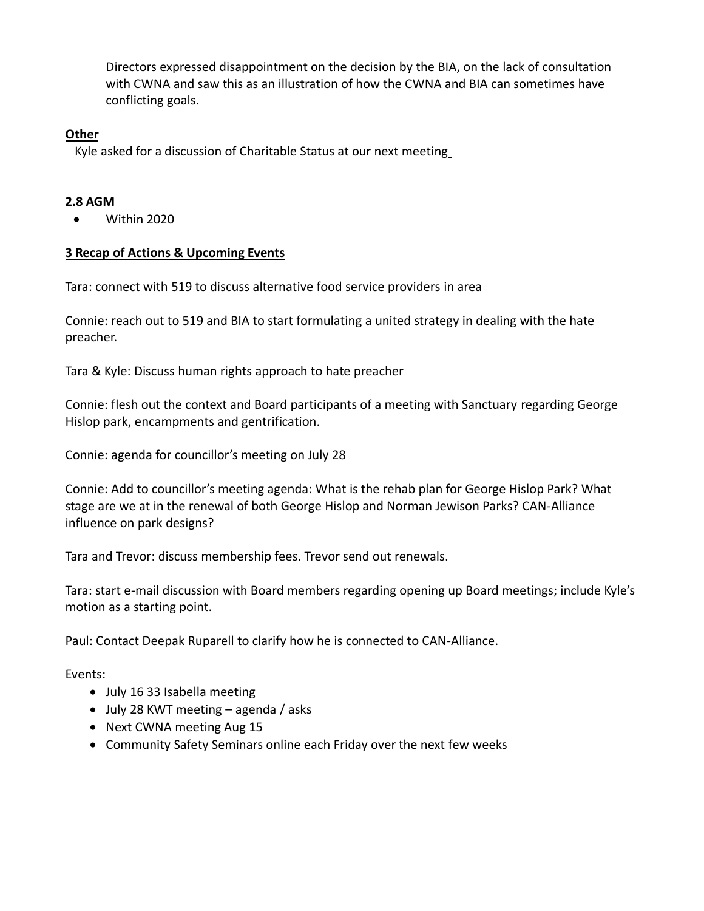Directors expressed disappointment on the decision by the BIA, on the lack of consultation with CWNA and saw this as an illustration of how the CWNA and BIA can sometimes have conflicting goals.

**Other**

Kyle asked for a discussion of Charitable Status at our next meeting

**2.8 AGM**

- Within 2020

**3 Recap of Actions & Upcoming Events**

Tara: connect with 519 to discuss alternative food service providers in area

Connie: reach out to 519 and BIA to start formulating a united strategy in dealing with the hate preacher.

Tara & Kyle: Discuss human rights approach to hate preacher

Connie: flesh out the context and Board participants of a meeting with Sanctuary regarding George Hislop park, encampments and gentrification.

Connie: agenda for councillor's meeting on July 28

Connie: Add to councillor's meeting agenda: What is the rehab plan for George Hislop Park? What stage are we at in the renewal of both George Hislop and Norman Jewison Parks? CAN-Alliance influence on park designs?

Tara and Trevor: discuss membership fees. Trevor send out renewals.

Tara: start e-mail discussion with Board members regarding opening up Board meetings; include Kyle's motion as a starting point.

Paul: Contact Deepak Ruparell to clarify how he is connected to CAN-Alliance.

Events:

- July 16 33 Isabella meeting
- July 28 KWT meeting – agenda / asks
- Next CWNA meeting Aug 15
- Community Safety Seminars online each Friday over the next few weeks